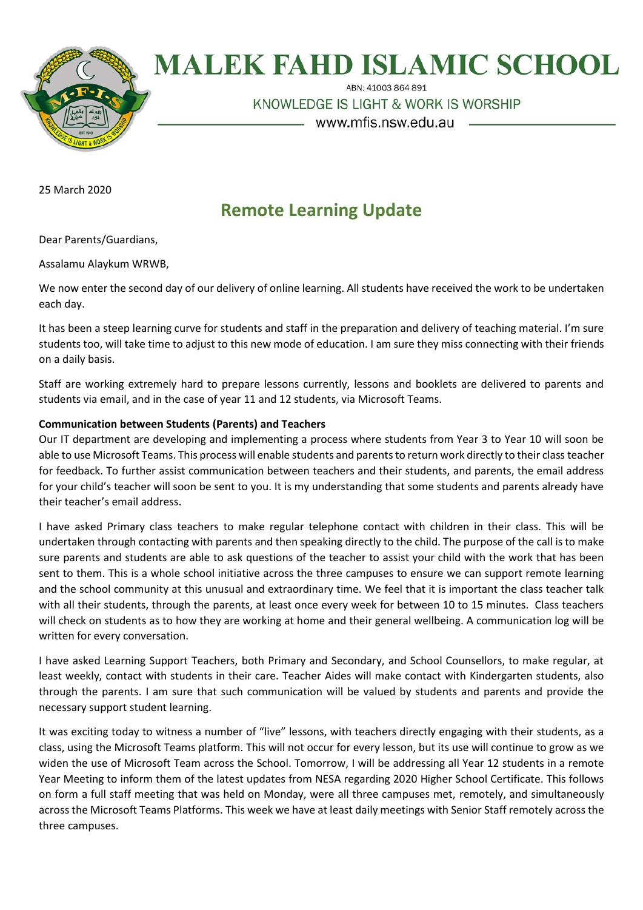# MALEK FAHD ISLAMIC SCHOOL

ABN: 41003 864 891

KNOWLEDGE IS LIGHT & WORK IS WORSHIP

www.mfis.nsw.edu.au

25 March 2020

## Remote Learning Update

Dear Parents/Guardians,

Assalamu Alaykum WRWB,

We now enter the second day of our delivery of online learning. All students have received the work to be undertaken each day.

It has been a steep learning curve for students and staff in the preparation and delivery of teaching material. I'm sure students too, will take time to adjust to this new mode of education. I am sure they miss connecting with their friends on a daily basis.

Staff are working extremely hard to prepare lessons currently, lessons and booklets are delivered to parents and students via email, and in the case of year 11 and 12 students, via Microsoft Teams.

**Communication between Students (Parents) and Teachers**

Our IT department are developing and implementing a process where students from Year 3 to Year 10 will soon be able to use Microsoft Teams. This process will enable students and parents to return work directly to their class teacher for feedback. To further assist communication between teachers and their students, and parents, the email address for your child's teacher will soon be sent to you. It is my understanding that some students and parents already have their teacher's email address.

I have asked Primary class teachers to make regular telephone contact with children in their class. This will be undertaken through contacting with parents and then speaking directly to the child. The purpose of the call is to make sure parents and students are able to ask questions of the teacher to assist your child with the work that has been sent to them. This is a whole school initiative across the three campuses to ensure we can support remote learning and the school community at this unusual and extraordinary time. We feel that it is important the class teacher talk with all their students, through the parents, at least once every week for between 10 to 15 minutes. Class teachers will check on students as to how they are working at home and their general wellbeing. A communication log will be written for every conversation.

I have asked Learning Support Teachers, both Primary and Secondary, and School Counsellors, to make regular, at least weekly, contact with students in their care. Teacher Aides will make contact with Kindergarten students, also through the parents. I am sure that such communication will be valued by students and parents and provide the necessary support student learning.

It was exciting today to witness a number of "live" lessons, with teachers directly engaging with their students, as a class, using the Microsoft Teams platform. This will not occur for every lesson, but its use will continue to grow as we widen the use of Microsoft Team across the School. Tomorrow, I will be addressing all Year 12 students in a remote Year Meeting to inform them of the latest updates from NESA regarding 2020 Higher School Certificate. This follows on form a full staff meeting that was held on Monday, were all three campuses met, remotely, and simultaneously across the Microsoft Teams Platforms. This week we have at least daily meetings with Senior Staff remotely across the three campuses.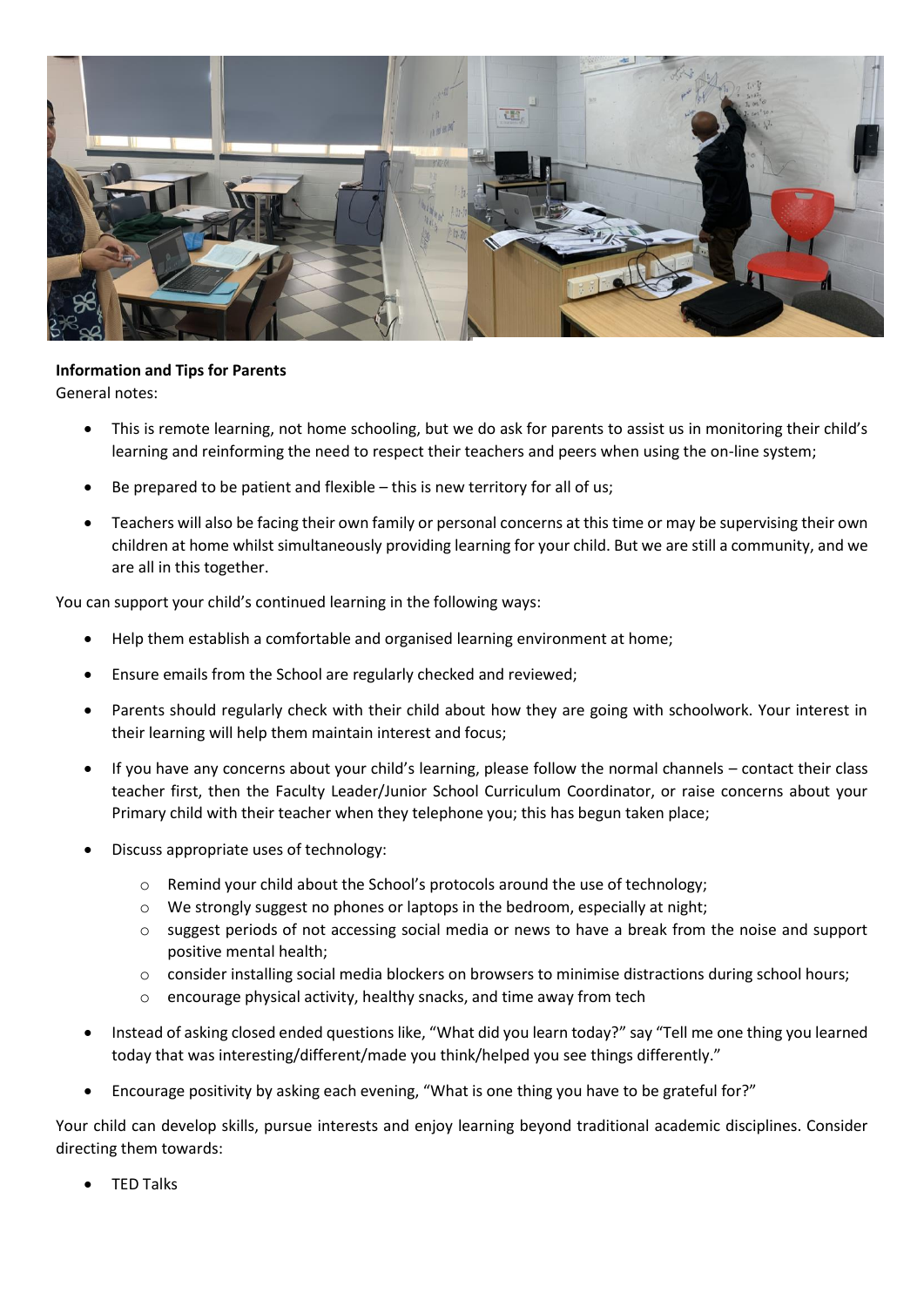**Information and Tips for Parents**

General notes:

- This is remote learning, not home schooling, but we do ask for parents to assist us in monitoring their child's learning and reinforming the need to respect their teachers and peers when using the on-line system;
- Be prepared to be patient and flexible – this is new territory for all of us;
- Teachers will also be facing their own family or personal concerns at this time or may be supervising their own children at home whilst simultaneously providing learning for your child. But we are still a community, and we are all in this together.

You can support your child's continued learning in the following ways:

- Help them establish a comfortable and organised learning environment at home;
- Ensure emails from the School are regularly checked and reviewed;
- Parents should regularly check with their child about how they are going with schoolwork. Your interest in their learning will help them maintain interest and focus;
- If you have any concerns about your child's learning, please follow the normal channels – contact their class teacher first, then the Faculty Leader/Junior School Curriculum Coordinator, or raise concerns about your Primary child with their teacher when they telephone you; this has begun taken place;
- Discuss appropriate uses of technology:
  - Remind your child about the School's protocols around the use of technology;
  - We strongly suggest no phones or laptops in the bedroom, especially at night;
  - suggest periods of not accessing social media or news to have a break from the noise and support positive mental health;
  - consider installing social media blockers on browsers to minimise distractions during school hours;
  - encourage physical activity, healthy snacks, and time away from tech
- Instead of asking closed ended questions like, "What did you learn today?" say "Tell me one thing you learned today that was interesting/different/made you think/helped you see things differently."
- Encourage positivity by asking each evening, "What is one thing you have to be grateful for?"

Your child can develop skills, pursue interests and enjoy learning beyond traditional academic disciplines. Consider directing them towards:

- TED Talks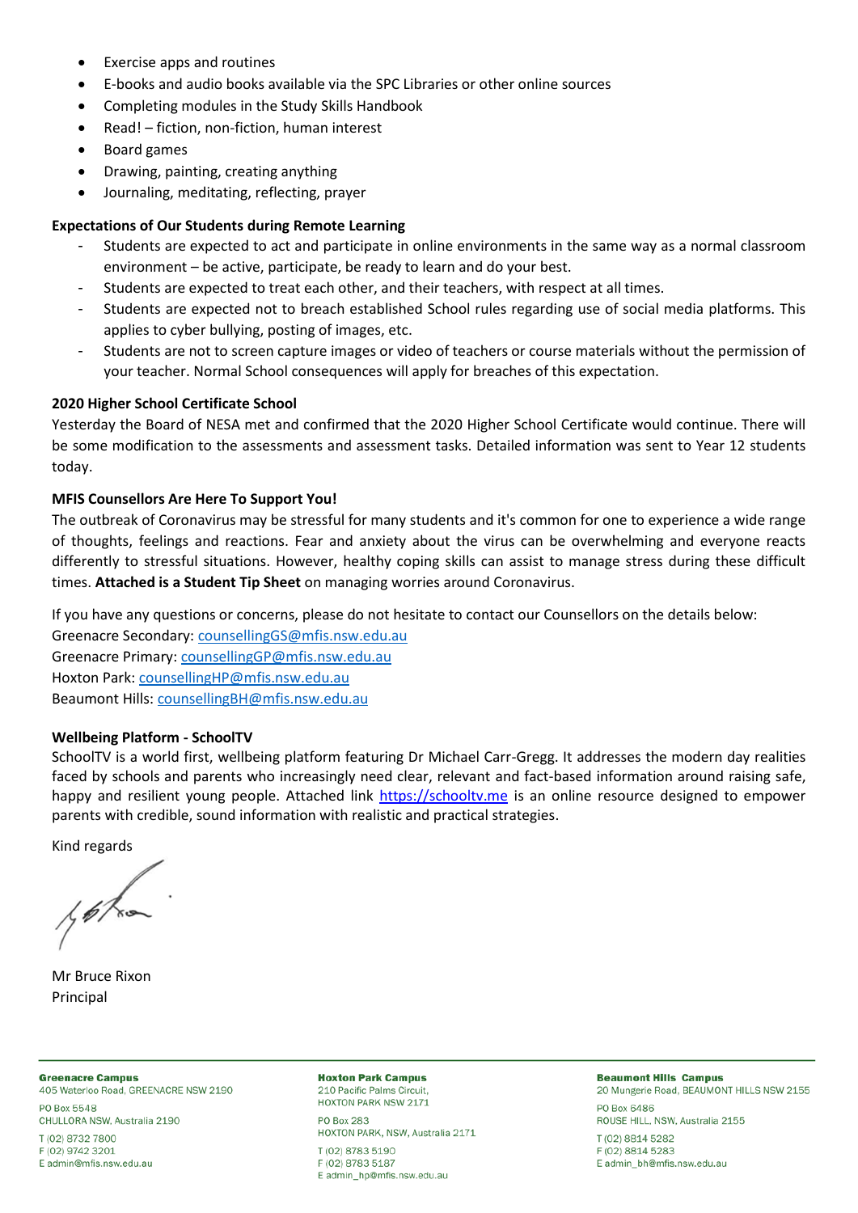- Exercise apps and routines
- E-books and audio books available via the SPC Libraries or other online sources
- Completing modules in the Study Skills Handbook
- Read! – fiction, non-fiction, human interest
- Board games
- Drawing, painting, creating anything
- Journaling, meditating, reflecting, prayer

**Expectations of Our Students during Remote Learning**

- Students are expected to act and participate in online environments in the same way as a normal classroom environment – be active, participate, be ready to learn and do your best.
- Students are expected to treat each other, and their teachers, with respect at all times.
- Students are expected not to breach established School rules regarding use of social media platforms. This applies to cyber bullying, posting of images, etc.
- Students are not to screen capture images or video of teachers or course materials without the permission of your teacher. Normal School consequences will apply for breaches of this expectation.

**2020 Higher School Certificate School**

Yesterday the Board of NESA met and confirmed that the 2020 Higher School Certificate would continue. There will be some modification to the assessments and assessment tasks. Detailed information was sent to Year 12 students today.

**MFIS Counsellors Are Here To Support You!**

The outbreak of Coronavirus may be stressful for many students and it's common for one to experience a wide range of thoughts, feelings and reactions. Fear and anxiety about the virus can be overwhelming and everyone reacts differently to stressful situations. However, healthy coping skills can assist to manage stress during these difficult times. **Attached is a Student Tip Sheet** on managing worries around Coronavirus.

If you have any questions or concerns, please do not hesitate to contact our Counsellors on the details below:
Greenacre Secondary: counsellingGS@mfis.nsw.edu.au
Greenacre Primary: counsellingGP@mfis.nsw.edu.au
Hoxton Park: counsellingHP@mfis.nsw.edu.au
Beaumont Hills: counsellingBH@mfis.nsw.edu.au

**Wellbeing Platform - SchoolTV**

SchoolTV is a world first, wellbeing platform featuring Dr Michael Carr-Gregg. It addresses the modern day realities faced by schools and parents who increasingly need clear, relevant and fact-based information around raising safe, happy and resilient young people. Attached link https://schooltv.me is an online resource designed to empower parents with credible, sound information with realistic and practical strategies.

Kind regards

Mr Bruce Rixon
Principal

**Greenacre Campus**
405 Waterloo Road, GREENACRE NSW 2190
PO Box 5548
CHULLORA NSW, Australia 2190
T (02) 8732 7800
F (02) 9742 3201
E admin@mfis.nsw.edu.au

**Hoxton Park Campus**
210 Pacific Palms Circuit,
HOXTON PARK NSW 2171
PO Box 283
HOXTON PARK, NSW, Australia 2171
T (02) 8783 5190
F (02) 8783 5187
E admin_hp@mfis.nsw.edu.au

**Beaumont Hills Campus**
20 Mungerie Road, BEAUMONT HILLS NSW 2155
PO Box 6486
ROUSE HILL, NSW, Australia 2155
T (02) 8814 5282
F (02) 8814 5283
E admin_bh@mfis.nsw.edu.au